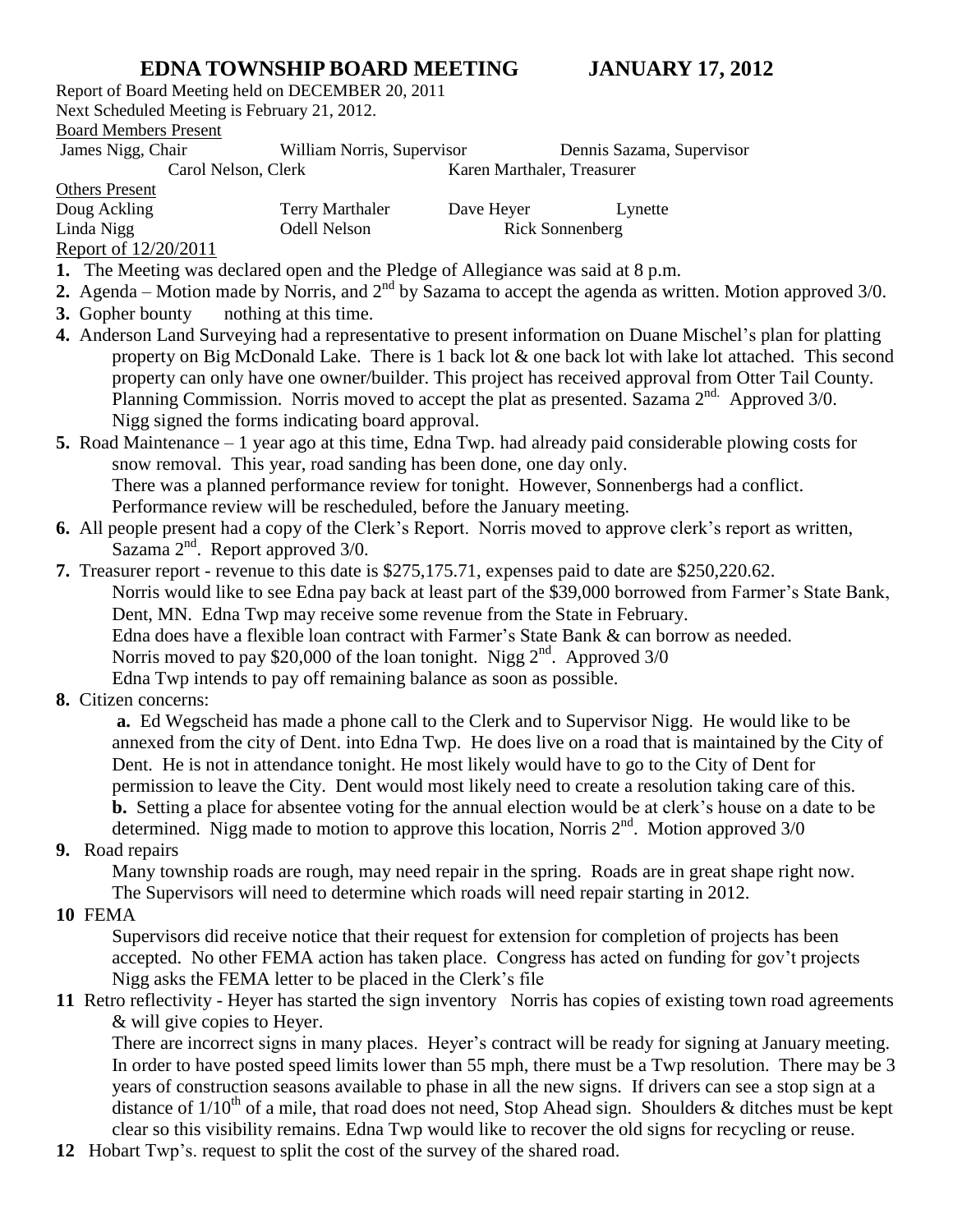# EDNA TOWNSHIP BOARD MEETING JANUARY 17, 2012

Report of Board Meeting held on DECEMBER 20, 2011

Next Scheduled Meeting is February 21, 2012.

Board Members Present

James Nigg, Chair William Norris, Supervisor Dennis Sazama, Supervisor
Carol Nelson, Clerk Karen Marthaler, Treasurer

Others Present

Doug Ackling Terry Marthaler Dave Heyer Lynette
Linda Nigg Odell Nelson Rick Sonnenberg

Report of 12/20/2011

**1.** The Meeting was declared open and the Pledge of Allegiance was said at 8 p.m.

**2.** Agenda – Motion made by Norris, and 2nd by Sazama to accept the agenda as written. Motion approved 3/0.

**3.** Gopher bounty nothing at this time.

**4.** Anderson Land Surveying had a representative to present information on Duane Mischel's plan for platting property on Big McDonald Lake. There is 1 back lot & one back lot with lake lot attached. This second property can only have one owner/builder. This project has received approval from Otter Tail County. Planning Commission. Norris moved to accept the plat as presented. Sazama 2nd. Approved 3/0. Nigg signed the forms indicating board approval.

**5.** Road Maintenance – 1 year ago at this time, Edna Twp. had already paid considerable plowing costs for snow removal. This year, road sanding has been done, one day only.
There was a planned performance review for tonight. However, Sonnenbergs had a conflict.
Performance review will be rescheduled, before the January meeting.

**6.** All people present had a copy of the Clerk's Report. Norris moved to approve clerk's report as written, Sazama 2nd. Report approved 3/0.

**7.** Treasurer report - revenue to this date is $275,175.71, expenses paid to date are $250,220.62.
Norris would like to see Edna pay back at least part of the $39,000 borrowed from Farmer's State Bank, Dent, MN. Edna Twp may receive some revenue from the State in February.
Edna does have a flexible loan contract with Farmer's State Bank & can borrow as needed.
Norris moved to pay $20,000 of the loan tonight. Nigg 2nd. Approved 3/0
Edna Twp intends to pay off remaining balance as soon as possible.

**8.** Citizen concerns:

**a.** Ed Wegscheid has made a phone call to the Clerk and to Supervisor Nigg. He would like to be annexed from the city of Dent. into Edna Twp. He does live on a road that is maintained by the City of Dent. He is not in attendance tonight. He most likely would have to go to the City of Dent for permission to leave the City. Dent would most likely need to create a resolution taking care of this.

**b.** Setting a place for absentee voting for the annual election would be at clerk's house on a date to be determined. Nigg made to motion to approve this location, Norris 2nd. Motion approved 3/0

**9.** Road repairs

Many township roads are rough, may need repair in the spring. Roads are in great shape right now.
The Supervisors will need to determine which roads will need repair starting in 2012.

**10** FEMA

Supervisors did receive notice that their request for extension for completion of projects has been accepted. No other FEMA action has taken place. Congress has acted on funding for gov't projects
Nigg asks the FEMA letter to be placed in the Clerk's file

**11** Retro reflectivity - Heyer has started the sign inventory Norris has copies of existing town road agreements & will give copies to Heyer.

There are incorrect signs in many places. Heyer's contract will be ready for signing at January meeting. In order to have posted speed limits lower than 55 mph, there must be a Twp resolution. There may be 3 years of construction seasons available to phase in all the new signs. If drivers can see a stop sign at a distance of 1/10th of a mile, that road does not need, Stop Ahead sign. Shoulders & ditches must be kept clear so this visibility remains. Edna Twp would like to recover the old signs for recycling or reuse.

**12** Hobart Twp's. request to split the cost of the survey of the shared road.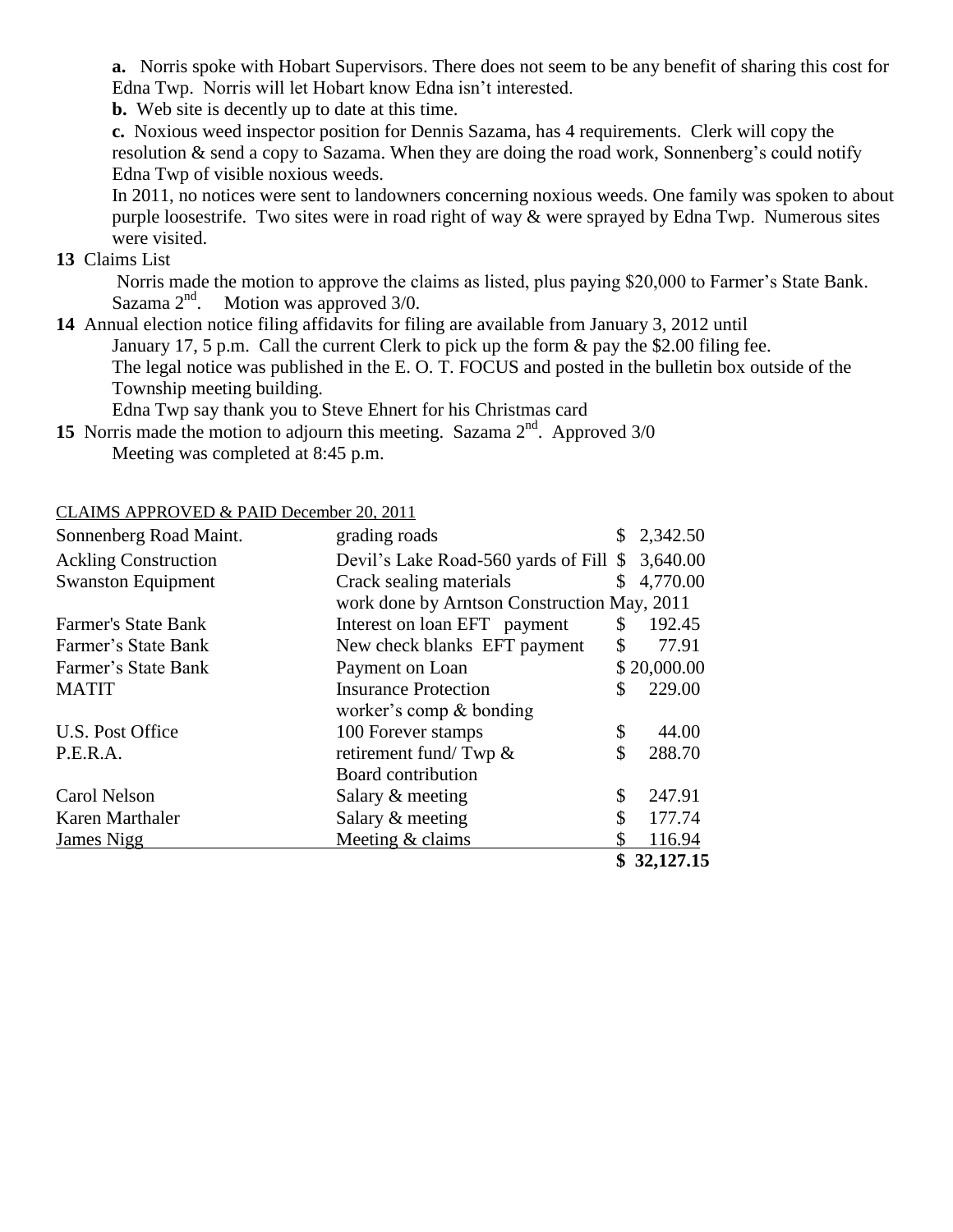**a.** Norris spoke with Hobart Supervisors. There does not seem to be any benefit of sharing this cost for Edna Twp. Norris will let Hobart know Edna isn't interested.

**b.** Web site is decently up to date at this time.

**c.** Noxious weed inspector position for Dennis Sazama, has 4 requirements. Clerk will copy the resolution & send a copy to Sazama. When they are doing the road work, Sonnenberg's could notify Edna Twp of visible noxious weeds.

In 2011, no notices were sent to landowners concerning noxious weeds. One family was spoken to about purple loosestrife. Two sites were in road right of way & were sprayed by Edna Twp. Numerous sites were visited.

**13** Claims List

Norris made the motion to approve the claims as listed, plus paying $20,000 to Farmer's State Bank. Sazama 2nd. Motion was approved 3/0.

**14** Annual election notice filing affidavits for filing are available from January 3, 2012 until January 17, 5 p.m. Call the current Clerk to pick up the form & pay the $2.00 filing fee.

The legal notice was published in the E. O. T. FOCUS and posted in the bulletin box outside of the Township meeting building.

Edna Twp say thank you to Steve Ehnert for his Christmas card

**15** Norris made the motion to adjourn this meeting. Sazama 2nd. Approved 3/0

Meeting was completed at 8:45 p.m.

CLAIMS APPROVED & PAID December 20, 2011

| | | |
|---|---|---|
| Sonnenberg Road Maint. | grading roads | $ 2,342.50 |
| Ackling Construction | Devil's Lake Road-560 yards of Fill | $ 3,640.00 |
| Swanston Equipment | Crack sealing materials | $ 4,770.00 |
| | work done by Arntson Construction May, 2011 | |
| Farmer's State Bank | Interest on loan EFT payment | $ 192.45 |
| Farmer's State Bank | New check blanks EFT payment | $ 77.91 |
| Farmer's State Bank | Payment on Loan | $ 20,000.00 |
| MATIT | Insurance Protection | $ 229.00 |
| | worker's comp & bonding | |
| U.S. Post Office | 100 Forever stamps | $ 44.00 |
| P.E.R.A. | retirement fund/ Twp & | $ 288.70 |
| | Board contribution | |
| Carol Nelson | Salary & meeting | $ 247.91 |
| Karen Marthaler | Salary & meeting | $ 177.74 |
| James Nigg | Meeting & claims | $ 116.94 |
| | | **$ 32,127.15** |